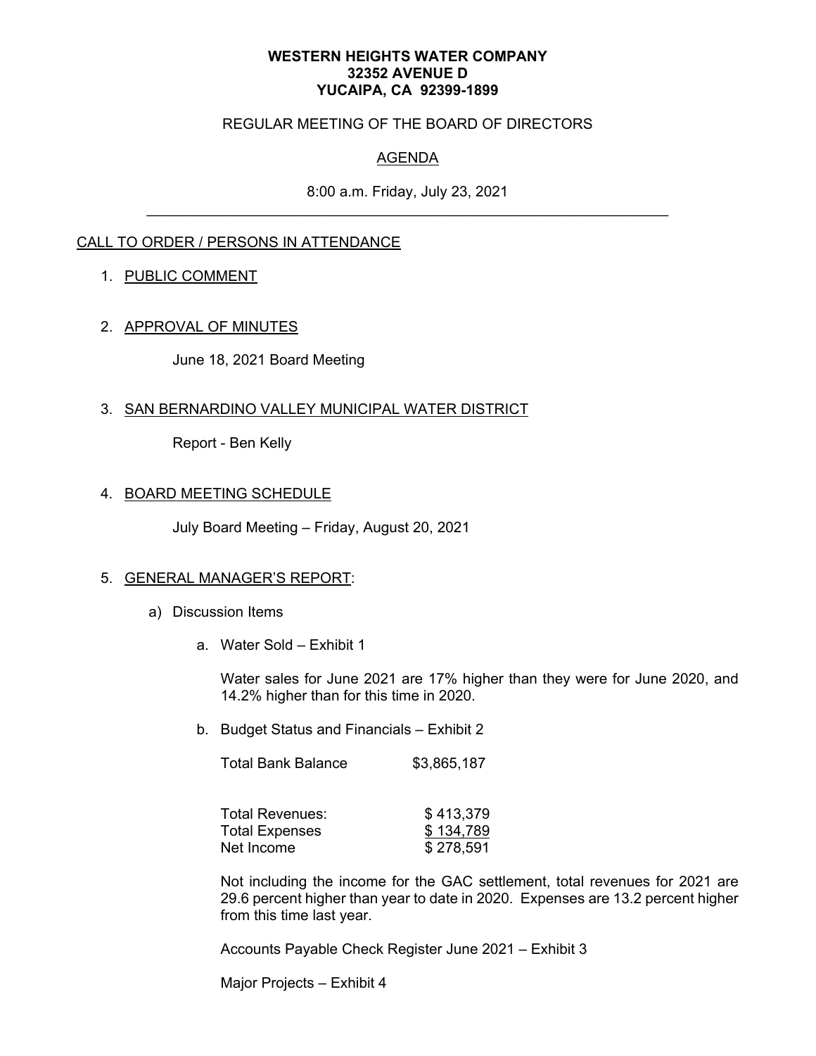**WESTERN HEIGHTS WATER COMPANY**
**32352 AVENUE D**
**YUCAIPA, CA 92399-1899**

REGULAR MEETING OF THE BOARD OF DIRECTORS

AGENDA

8:00 a.m. Friday, July 23, 2021

---

CALL TO ORDER / PERSONS IN ATTENDANCE

1. PUBLIC COMMENT

2. APPROVAL OF MINUTES

   June 18, 2021 Board Meeting

3. SAN BERNARDINO VALLEY MUNICIPAL WATER DISTRICT

   Report - Ben Kelly

4. BOARD MEETING SCHEDULE

   July Board Meeting – Friday, August 20, 2021

5. GENERAL MANAGER'S REPORT:

   a) Discussion Items

      a. Water Sold – Exhibit 1

         Water sales for June 2021 are 17% higher than they were for June 2020, and 14.2% higher than for this time in 2020.

      b. Budget Status and Financials – Exhibit 2

         | | |
         |---|---|
         | Total Bank Balance | $3,865,187 |

         | | |
         |---|---|
         | Total Revenues: | $ 413,379 |
         | Total Expenses | $ 134,789 |
         | Net Income | $ 278,591 |

         Not including the income for the GAC settlement, total revenues for 2021 are 29.6 percent higher than year to date in 2020. Expenses are 13.2 percent higher from this time last year.

         Accounts Payable Check Register June 2021 – Exhibit 3

         Major Projects – Exhibit 4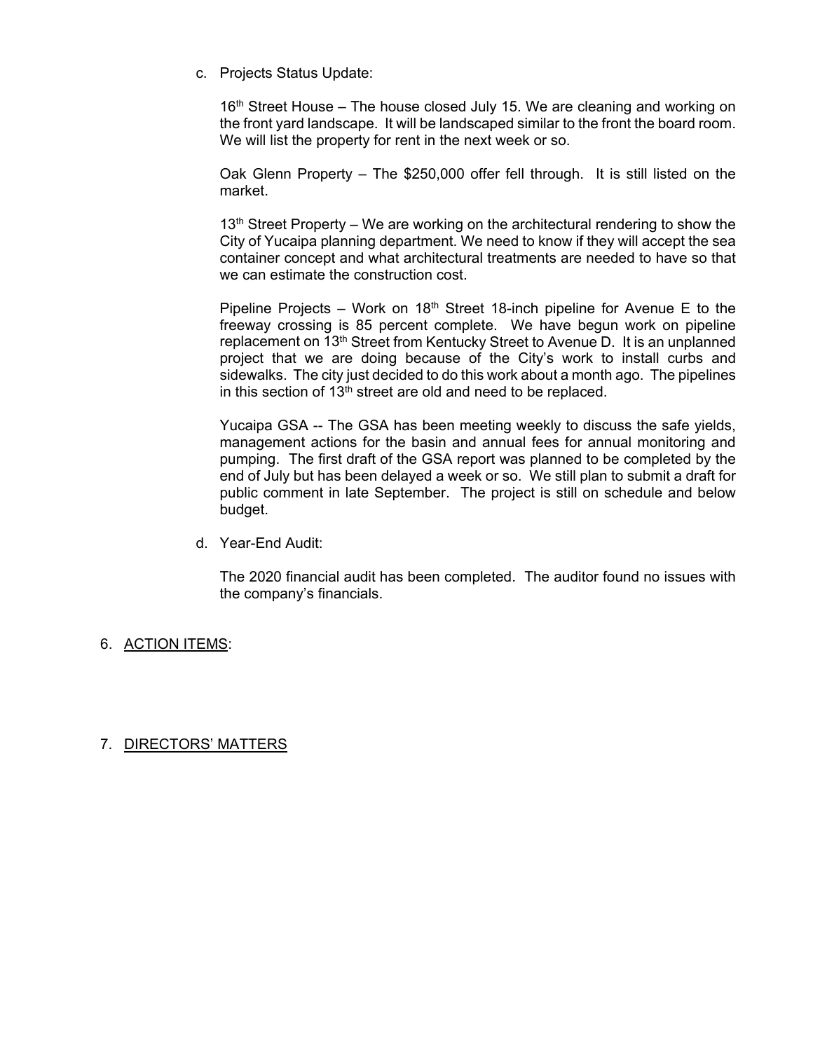c. Projects Status Update:

16th Street House – The house closed July 15. We are cleaning and working on the front yard landscape. It will be landscaped similar to the front the board room. We will list the property for rent in the next week or so.

Oak Glenn Property – The $250,000 offer fell through. It is still listed on the market.

13th Street Property – We are working on the architectural rendering to show the City of Yucaipa planning department. We need to know if they will accept the sea container concept and what architectural treatments are needed to have so that we can estimate the construction cost.

Pipeline Projects – Work on 18th Street 18-inch pipeline for Avenue E to the freeway crossing is 85 percent complete. We have begun work on pipeline replacement on 13th Street from Kentucky Street to Avenue D. It is an unplanned project that we are doing because of the City's work to install curbs and sidewalks. The city just decided to do this work about a month ago. The pipelines in this section of 13th street are old and need to be replaced.

Yucaipa GSA -- The GSA has been meeting weekly to discuss the safe yields, management actions for the basin and annual fees for annual monitoring and pumping. The first draft of the GSA report was planned to be completed by the end of July but has been delayed a week or so. We still plan to submit a draft for public comment in late September. The project is still on schedule and below budget.

d. Year-End Audit:

The 2020 financial audit has been completed. The auditor found no issues with the company's financials.

6. <u>ACTION ITEMS</u>:

7. <u>DIRECTORS' MATTERS</u>